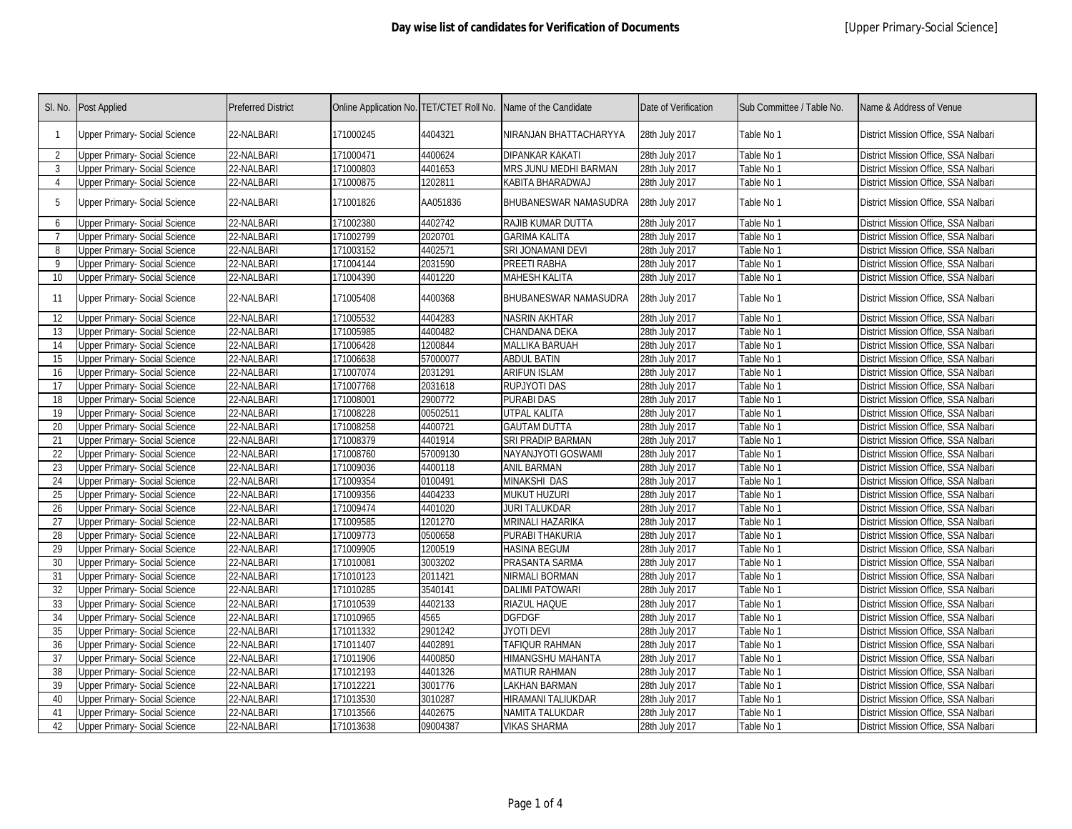## Day wise list of candidates for Verification of Documents

[Upper Primary-Social Science]

| Sl. No. | Post Applied | Preferred District | Online Application No. | TET/CTET Roll No. | Name of the Candidate | Date of Verification | Sub Committee / Table No. | Name & Address of Venue |
|---|---|---|---|---|---|---|---|---|
| 1 | Upper Primary- Social Science | 22-NALBARI | 171000245 | 4404321 | NIRANJAN BHATTACHARYYA | 28th July 2017 | Table No 1 | District Mission Office, SSA Nalbari |
| 2 | Upper Primary- Social Science | 22-NALBARI | 171000471 | 4400624 | DIPANKAR KAKATI | 28th July 2017 | Table No 1 | District Mission Office, SSA Nalbari |
| 3 | Upper Primary- Social Science | 22-NALBARI | 171000803 | 4401653 | MRS JUNU MEDHI BARMAN | 28th July 2017 | Table No 1 | District Mission Office, SSA Nalbari |
| 4 | Upper Primary- Social Science | 22-NALBARI | 171000875 | 1202811 | KABITA BHARADWAJ | 28th July 2017 | Table No 1 | District Mission Office, SSA Nalbari |
| 5 | Upper Primary- Social Science | 22-NALBARI | 171001826 | AA051836 | BHUBANESWAR NAMASUDRA | 28th July 2017 | Table No 1 | District Mission Office, SSA Nalbari |
| 6 | Upper Primary- Social Science | 22-NALBARI | 171002380 | 4402742 | RAJIB KUMAR DUTTA | 28th July 2017 | Table No 1 | District Mission Office, SSA Nalbari |
| 7 | Upper Primary- Social Science | 22-NALBARI | 171002799 | 2020701 | GARIMA KALITA | 28th July 2017 | Table No 1 | District Mission Office, SSA Nalbari |
| 8 | Upper Primary- Social Science | 22-NALBARI | 171003152 | 4402571 | SRI JONAMANI DEVI | 28th July 2017 | Table No 1 | District Mission Office, SSA Nalbari |
| 9 | Upper Primary- Social Science | 22-NALBARI | 171004144 | 2031590 | PREETI RABHA | 28th July 2017 | Table No 1 | District Mission Office, SSA Nalbari |
| 10 | Upper Primary- Social Science | 22-NALBARI | 171004390 | 4401220 | MAHESH KALITA | 28th July 2017 | Table No 1 | District Mission Office, SSA Nalbari |
| 11 | Upper Primary- Social Science | 22-NALBARI | 171005408 | 4400368 | BHUBANESWAR NAMASUDRA | 28th July 2017 | Table No 1 | District Mission Office, SSA Nalbari |
| 12 | Upper Primary- Social Science | 22-NALBARI | 171005532 | 4404283 | NASRIN AKHTAR | 28th July 2017 | Table No 1 | District Mission Office, SSA Nalbari |
| 13 | Upper Primary- Social Science | 22-NALBARI | 171005985 | 4400482 | CHANDANA DEKA | 28th July 2017 | Table No 1 | District Mission Office, SSA Nalbari |
| 14 | Upper Primary- Social Science | 22-NALBARI | 171006428 | 1200844 | MALLIKA BARUAH | 28th July 2017 | Table No 1 | District Mission Office, SSA Nalbari |
| 15 | Upper Primary- Social Science | 22-NALBARI | 171006638 | 57000077 | ABDUL BATIN | 28th July 2017 | Table No 1 | District Mission Office, SSA Nalbari |
| 16 | Upper Primary- Social Science | 22-NALBARI | 171007074 | 2031291 | ARIFUN ISLAM | 28th July 2017 | Table No 1 | District Mission Office, SSA Nalbari |
| 17 | Upper Primary- Social Science | 22-NALBARI | 171007768 | 2031618 | RUPJYOTI DAS | 28th July 2017 | Table No 1 | District Mission Office, SSA Nalbari |
| 18 | Upper Primary- Social Science | 22-NALBARI | 171008001 | 2900772 | PURABI DAS | 28th July 2017 | Table No 1 | District Mission Office, SSA Nalbari |
| 19 | Upper Primary- Social Science | 22-NALBARI | 171008228 | 00502511 | UTPAL KALITA | 28th July 2017 | Table No 1 | District Mission Office, SSA Nalbari |
| 20 | Upper Primary- Social Science | 22-NALBARI | 171008258 | 4400721 | GAUTAM DUTTA | 28th July 2017 | Table No 1 | District Mission Office, SSA Nalbari |
| 21 | Upper Primary- Social Science | 22-NALBARI | 171008379 | 4401914 | SRI PRADIP BARMAN | 28th July 2017 | Table No 1 | District Mission Office, SSA Nalbari |
| 22 | Upper Primary- Social Science | 22-NALBARI | 171008760 | 57009130 | NAYANJYOTI GOSWAMI | 28th July 2017 | Table No 1 | District Mission Office, SSA Nalbari |
| 23 | Upper Primary- Social Science | 22-NALBARI | 171009036 | 4400118 | ANIL BARMAN | 28th July 2017 | Table No 1 | District Mission Office, SSA Nalbari |
| 24 | Upper Primary- Social Science | 22-NALBARI | 171009354 | 0100491 | MINAKSHI DAS | 28th July 2017 | Table No 1 | District Mission Office, SSA Nalbari |
| 25 | Upper Primary- Social Science | 22-NALBARI | 171009356 | 4404233 | MUKUT HUZURI | 28th July 2017 | Table No 1 | District Mission Office, SSA Nalbari |
| 26 | Upper Primary- Social Science | 22-NALBARI | 171009474 | 4401020 | JURI TALUKDAR | 28th July 2017 | Table No 1 | District Mission Office, SSA Nalbari |
| 27 | Upper Primary- Social Science | 22-NALBARI | 171009585 | 1201270 | MRINALI HAZARIKA | 28th July 2017 | Table No 1 | District Mission Office, SSA Nalbari |
| 28 | Upper Primary- Social Science | 22-NALBARI | 171009773 | 0500658 | PURABI THAKURIA | 28th July 2017 | Table No 1 | District Mission Office, SSA Nalbari |
| 29 | Upper Primary- Social Science | 22-NALBARI | 171009905 | 1200519 | HASINA BEGUM | 28th July 2017 | Table No 1 | District Mission Office, SSA Nalbari |
| 30 | Upper Primary- Social Science | 22-NALBARI | 171010081 | 3003202 | PRASANTA SARMA | 28th July 2017 | Table No 1 | District Mission Office, SSA Nalbari |
| 31 | Upper Primary- Social Science | 22-NALBARI | 171010123 | 2011421 | NIRMALI BORMAN | 28th July 2017 | Table No 1 | District Mission Office, SSA Nalbari |
| 32 | Upper Primary- Social Science | 22-NALBARI | 171010285 | 3540141 | DALIMI PATOWARI | 28th July 2017 | Table No 1 | District Mission Office, SSA Nalbari |
| 33 | Upper Primary- Social Science | 22-NALBARI | 171010539 | 4402133 | RIAZUL HAQUE | 28th July 2017 | Table No 1 | District Mission Office, SSA Nalbari |
| 34 | Upper Primary- Social Science | 22-NALBARI | 171010965 | 4565 | DGFDGF | 28th July 2017 | Table No 1 | District Mission Office, SSA Nalbari |
| 35 | Upper Primary- Social Science | 22-NALBARI | 171011332 | 2901242 | JYOTI DEVI | 28th July 2017 | Table No 1 | District Mission Office, SSA Nalbari |
| 36 | Upper Primary- Social Science | 22-NALBARI | 171011407 | 4402891 | TAFIQUR RAHMAN | 28th July 2017 | Table No 1 | District Mission Office, SSA Nalbari |
| 37 | Upper Primary- Social Science | 22-NALBARI | 171011906 | 4400850 | HIMANGSHU MAHANTA | 28th July 2017 | Table No 1 | District Mission Office, SSA Nalbari |
| 38 | Upper Primary- Social Science | 22-NALBARI | 171012193 | 4401326 | MATIUR RAHMAN | 28th July 2017 | Table No 1 | District Mission Office, SSA Nalbari |
| 39 | Upper Primary- Social Science | 22-NALBARI | 171012221 | 3001776 | LAKHAN BARMAN | 28th July 2017 | Table No 1 | District Mission Office, SSA Nalbari |
| 40 | Upper Primary- Social Science | 22-NALBARI | 171013530 | 3010287 | HIRAMANI TALIUKDAR | 28th July 2017 | Table No 1 | District Mission Office, SSA Nalbari |
| 41 | Upper Primary- Social Science | 22-NALBARI | 171013566 | 4402675 | NAMITA TALUKDAR | 28th July 2017 | Table No 1 | District Mission Office, SSA Nalbari |
| 42 | Upper Primary- Social Science | 22-NALBARI | 171013638 | 09004387 | VIKAS SHARMA | 28th July 2017 | Table No 1 | District Mission Office, SSA Nalbari |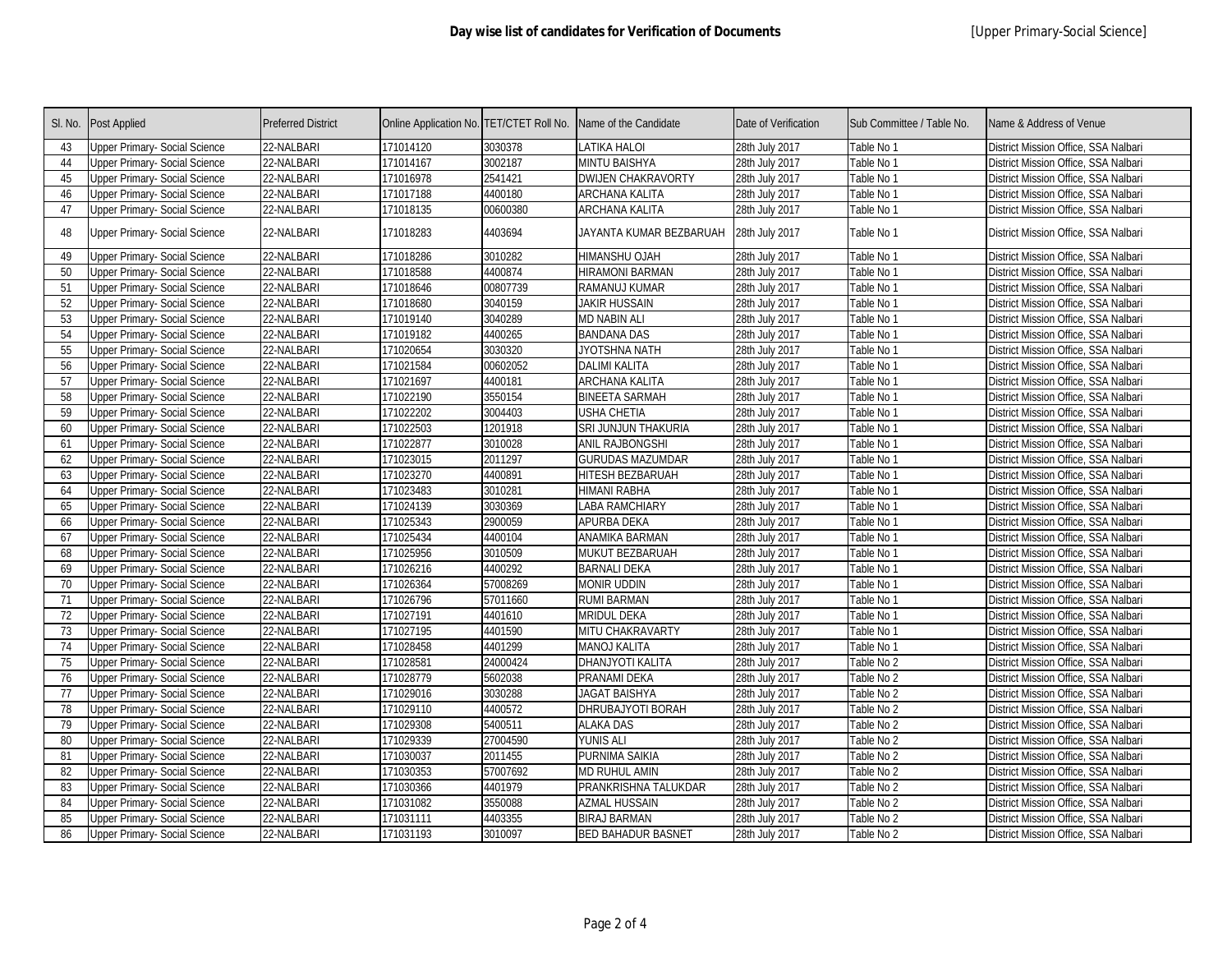**Day wise list of candidates for Verification of Documents** [Upper Primary-Social Science]

| Sl. No. | Post Applied | Preferred District | Online Application No. | TET/CTET Roll No. | Name of the Candidate | Date of Verification | Sub Committee / Table No. | Name & Address of Venue |
|---|---|---|---|---|---|---|---|---|
| 43 | Upper Primary- Social Science | 22-NALBARI | 171014120 | 3030378 | LATIKA HALOI | 28th July 2017 | Table No 1 | District Mission Office, SSA Nalbari |
| 44 | Upper Primary- Social Science | 22-NALBARI | 171014167 | 3002187 | MINTU BAISHYA | 28th July 2017 | Table No 1 | District Mission Office, SSA Nalbari |
| 45 | Upper Primary- Social Science | 22-NALBARI | 171016978 | 2541421 | DWIJEN CHAKRAVORTY | 28th July 2017 | Table No 1 | District Mission Office, SSA Nalbari |
| 46 | Upper Primary- Social Science | 22-NALBARI | 171017188 | 4400180 | ARCHANA KALITA | 28th July 2017 | Table No 1 | District Mission Office, SSA Nalbari |
| 47 | Upper Primary- Social Science | 22-NALBARI | 171018135 | 00600380 | ARCHANA KALITA | 28th July 2017 | Table No 1 | District Mission Office, SSA Nalbari |
| 48 | Upper Primary- Social Science | 22-NALBARI | 171018283 | 4403694 | JAYANTA KUMAR BEZBARUAH | 28th July 2017 | Table No 1 | District Mission Office, SSA Nalbari |
| 49 | Upper Primary- Social Science | 22-NALBARI | 171018286 | 3010282 | HIMANSHU OJAH | 28th July 2017 | Table No 1 | District Mission Office, SSA Nalbari |
| 50 | Upper Primary- Social Science | 22-NALBARI | 171018588 | 4400874 | HIRAMONI BARMAN | 28th July 2017 | Table No 1 | District Mission Office, SSA Nalbari |
| 51 | Upper Primary- Social Science | 22-NALBARI | 171018646 | 00807739 | RAMANUJ KUMAR | 28th July 2017 | Table No 1 | District Mission Office, SSA Nalbari |
| 52 | Upper Primary- Social Science | 22-NALBARI | 171018680 | 3040159 | JAKIR HUSSAIN | 28th July 2017 | Table No 1 | District Mission Office, SSA Nalbari |
| 53 | Upper Primary- Social Science | 22-NALBARI | 171019140 | 3040289 | MD NABIN ALI | 28th July 2017 | Table No 1 | District Mission Office, SSA Nalbari |
| 54 | Upper Primary- Social Science | 22-NALBARI | 171019182 | 4400265 | BANDANA DAS | 28th July 2017 | Table No 1 | District Mission Office, SSA Nalbari |
| 55 | Upper Primary- Social Science | 22-NALBARI | 171020654 | 3030320 | JYOTSHNA NATH | 28th July 2017 | Table No 1 | District Mission Office, SSA Nalbari |
| 56 | Upper Primary- Social Science | 22-NALBARI | 171021584 | 00602052 | DALIMI KALITA | 28th July 2017 | Table No 1 | District Mission Office, SSA Nalbari |
| 57 | Upper Primary- Social Science | 22-NALBARI | 171021697 | 4400181 | ARCHANA KALITA | 28th July 2017 | Table No 1 | District Mission Office, SSA Nalbari |
| 58 | Upper Primary- Social Science | 22-NALBARI | 171022190 | 3550154 | BINEETA SARMAH | 28th July 2017 | Table No 1 | District Mission Office, SSA Nalbari |
| 59 | Upper Primary- Social Science | 22-NALBARI | 171022202 | 3004403 | USHA CHETIA | 28th July 2017 | Table No 1 | District Mission Office, SSA Nalbari |
| 60 | Upper Primary- Social Science | 22-NALBARI | 171022503 | 1201918 | SRI JUNJUN THAKURIA | 28th July 2017 | Table No 1 | District Mission Office, SSA Nalbari |
| 61 | Upper Primary- Social Science | 22-NALBARI | 171022877 | 3010028 | ANIL RAJBONGSHI | 28th July 2017 | Table No 1 | District Mission Office, SSA Nalbari |
| 62 | Upper Primary- Social Science | 22-NALBARI | 171023015 | 2011297 | GURUDAS MAZUMDAR | 28th July 2017 | Table No 1 | District Mission Office, SSA Nalbari |
| 63 | Upper Primary- Social Science | 22-NALBARI | 171023270 | 4400891 | HITESH BEZBARUAH | 28th July 2017 | Table No 1 | District Mission Office, SSA Nalbari |
| 64 | Upper Primary- Social Science | 22-NALBARI | 171023483 | 3010281 | HIMANI RABHA | 28th July 2017 | Table No 1 | District Mission Office, SSA Nalbari |
| 65 | Upper Primary- Social Science | 22-NALBARI | 171024139 | 3030369 | LABA RAMCHIARY | 28th July 2017 | Table No 1 | District Mission Office, SSA Nalbari |
| 66 | Upper Primary- Social Science | 22-NALBARI | 171025343 | 2900059 | APURBA DEKA | 28th July 2017 | Table No 1 | District Mission Office, SSA Nalbari |
| 67 | Upper Primary- Social Science | 22-NALBARI | 171025434 | 4400104 | ANAMIKA BARMAN | 28th July 2017 | Table No 1 | District Mission Office, SSA Nalbari |
| 68 | Upper Primary- Social Science | 22-NALBARI | 171025956 | 3010509 | MUKUT BEZBARUAH | 28th July 2017 | Table No 1 | District Mission Office, SSA Nalbari |
| 69 | Upper Primary- Social Science | 22-NALBARI | 171026216 | 4400292 | BARNALI DEKA | 28th July 2017 | Table No 1 | District Mission Office, SSA Nalbari |
| 70 | Upper Primary- Social Science | 22-NALBARI | 171026364 | 57008269 | MONIR UDDIN | 28th July 2017 | Table No 1 | District Mission Office, SSA Nalbari |
| 71 | Upper Primary- Social Science | 22-NALBARI | 171026796 | 57011660 | RUMI BARMAN | 28th July 2017 | Table No 1 | District Mission Office, SSA Nalbari |
| 72 | Upper Primary- Social Science | 22-NALBARI | 171027191 | 4401610 | MRIDUL DEKA | 28th July 2017 | Table No 1 | District Mission Office, SSA Nalbari |
| 73 | Upper Primary- Social Science | 22-NALBARI | 171027195 | 4401590 | MITU CHAKRAVARTY | 28th July 2017 | Table No 1 | District Mission Office, SSA Nalbari |
| 74 | Upper Primary- Social Science | 22-NALBARI | 171028458 | 4401299 | MANOJ KALITA | 28th July 2017 | Table No 1 | District Mission Office, SSA Nalbari |
| 75 | Upper Primary- Social Science | 22-NALBARI | 171028581 | 24000424 | DHANJYOTI KALITA | 28th July 2017 | Table No 2 | District Mission Office, SSA Nalbari |
| 76 | Upper Primary- Social Science | 22-NALBARI | 171028779 | 5602038 | PRANAMI DEKA | 28th July 2017 | Table No 2 | District Mission Office, SSA Nalbari |
| 77 | Upper Primary- Social Science | 22-NALBARI | 171029016 | 3030288 | JAGAT BAISHYA | 28th July 2017 | Table No 2 | District Mission Office, SSA Nalbari |
| 78 | Upper Primary- Social Science | 22-NALBARI | 171029110 | 4400572 | DHRUBAJYOTI BORAH | 28th July 2017 | Table No 2 | District Mission Office, SSA Nalbari |
| 79 | Upper Primary- Social Science | 22-NALBARI | 171029308 | 5400511 | ALAKA DAS | 28th July 2017 | Table No 2 | District Mission Office, SSA Nalbari |
| 80 | Upper Primary- Social Science | 22-NALBARI | 171029339 | 27004590 | YUNIS ALI | 28th July 2017 | Table No 2 | District Mission Office, SSA Nalbari |
| 81 | Upper Primary- Social Science | 22-NALBARI | 171030037 | 2011455 | PURNIMA SAIKIA | 28th July 2017 | Table No 2 | District Mission Office, SSA Nalbari |
| 82 | Upper Primary- Social Science | 22-NALBARI | 171030353 | 57007692 | MD RUHUL AMIN | 28th July 2017 | Table No 2 | District Mission Office, SSA Nalbari |
| 83 | Upper Primary- Social Science | 22-NALBARI | 171030366 | 4401979 | PRANKRISHNA TALUKDAR | 28th July 2017 | Table No 2 | District Mission Office, SSA Nalbari |
| 84 | Upper Primary- Social Science | 22-NALBARI | 171031082 | 3550088 | AZMAL HUSSAIN | 28th July 2017 | Table No 2 | District Mission Office, SSA Nalbari |
| 85 | Upper Primary- Social Science | 22-NALBARI | 171031111 | 4403355 | BIRAJ BARMAN | 28th July 2017 | Table No 2 | District Mission Office, SSA Nalbari |
| 86 | Upper Primary- Social Science | 22-NALBARI | 171031193 | 3010097 | BED BAHADUR BASNET | 28th July 2017 | Table No 2 | District Mission Office, SSA Nalbari |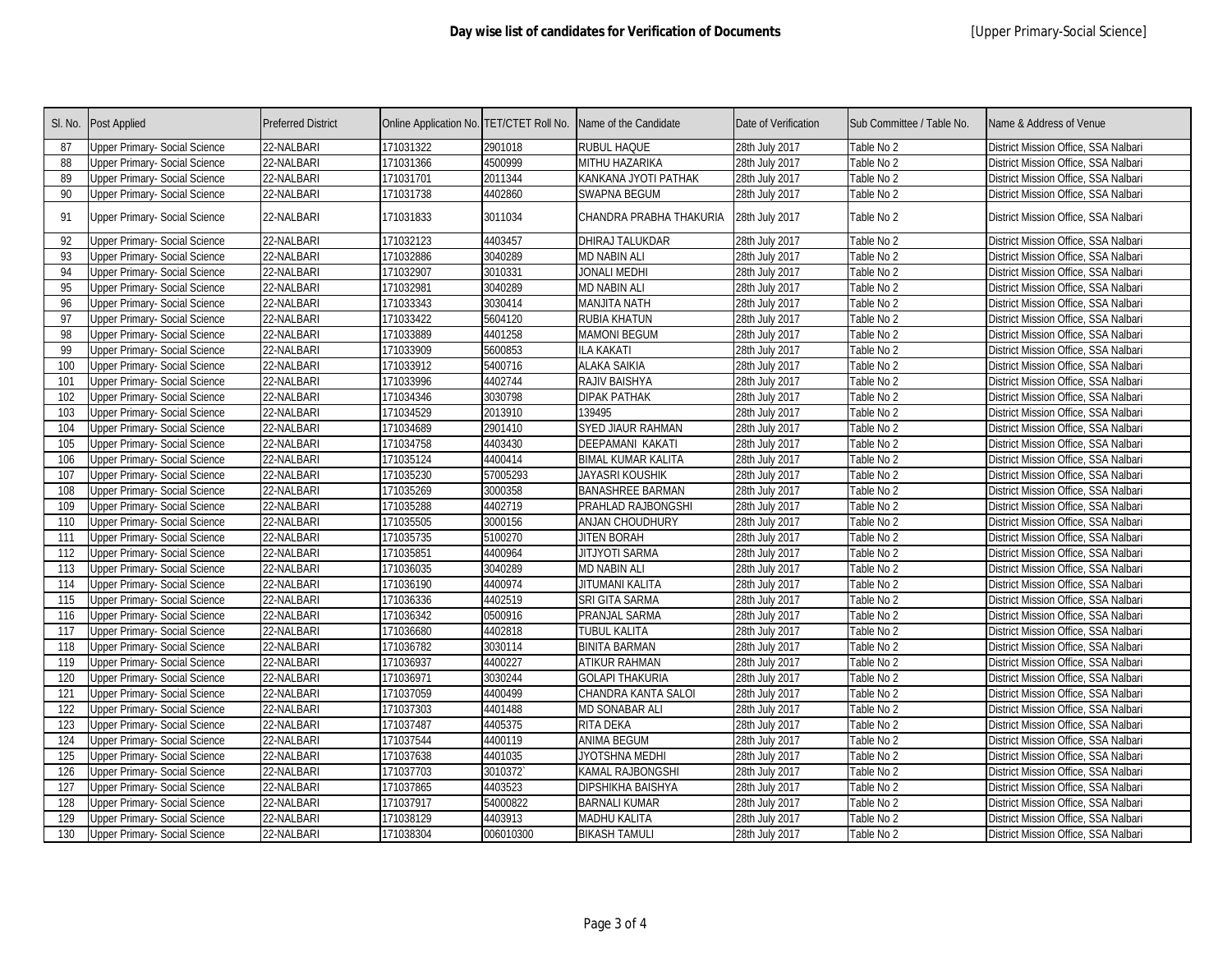**Day wise list of candidates for Verification of Documents** [Upper Primary-Social Science]

| Sl. No. | Post Applied | Preferred District | Online Application No. | TET/CTET Roll No. | Name of the Candidate | Date of Verification | Sub Committee / Table No. | Name & Address of Venue |
|---|---|---|---|---|---|---|---|---|
| 87 | Upper Primary- Social Science | 22-NALBARI | 171031322 | 2901018 | RUBUL HAQUE | 28th July 2017 | Table No 2 | District Mission Office, SSA Nalbari |
| 88 | Upper Primary- Social Science | 22-NALBARI | 171031366 | 4500999 | MITHU HAZARIKA | 28th July 2017 | Table No 2 | District Mission Office, SSA Nalbari |
| 89 | Upper Primary- Social Science | 22-NALBARI | 171031701 | 2011344 | KANKANA JYOTI PATHAK | 28th July 2017 | Table No 2 | District Mission Office, SSA Nalbari |
| 90 | Upper Primary- Social Science | 22-NALBARI | 171031738 | 4402860 | SWAPNA BEGUM | 28th July 2017 | Table No 2 | District Mission Office, SSA Nalbari |
| 91 | Upper Primary- Social Science | 22-NALBARI | 171031833 | 3011034 | CHANDRA PRABHA THAKURIA | 28th July 2017 | Table No 2 | District Mission Office, SSA Nalbari |
| 92 | Upper Primary- Social Science | 22-NALBARI | 171032123 | 4403457 | DHIRAJ TALUKDAR | 28th July 2017 | Table No 2 | District Mission Office, SSA Nalbari |
| 93 | Upper Primary- Social Science | 22-NALBARI | 171032886 | 3040289 | MD NABIN ALI | 28th July 2017 | Table No 2 | District Mission Office, SSA Nalbari |
| 94 | Upper Primary- Social Science | 22-NALBARI | 171032907 | 3010331 | JONALI MEDHI | 28th July 2017 | Table No 2 | District Mission Office, SSA Nalbari |
| 95 | Upper Primary- Social Science | 22-NALBARI | 171032981 | 3040289 | MD NABIN ALI | 28th July 2017 | Table No 2 | District Mission Office, SSA Nalbari |
| 96 | Upper Primary- Social Science | 22-NALBARI | 171033343 | 3030414 | MANJITA NATH | 28th July 2017 | Table No 2 | District Mission Office, SSA Nalbari |
| 97 | Upper Primary- Social Science | 22-NALBARI | 171033422 | 5604120 | RUBIA KHATUN | 28th July 2017 | Table No 2 | District Mission Office, SSA Nalbari |
| 98 | Upper Primary- Social Science | 22-NALBARI | 171033889 | 4401258 | MAMONI BEGUM | 28th July 2017 | Table No 2 | District Mission Office, SSA Nalbari |
| 99 | Upper Primary- Social Science | 22-NALBARI | 171033909 | 5600853 | ILA KAKATI | 28th July 2017 | Table No 2 | District Mission Office, SSA Nalbari |
| 100 | Upper Primary- Social Science | 22-NALBARI | 171033912 | 5400716 | ALAKA SAIKIA | 28th July 2017 | Table No 2 | District Mission Office, SSA Nalbari |
| 101 | Upper Primary- Social Science | 22-NALBARI | 171033996 | 4402744 | RAJIV BAISHYA | 28th July 2017 | Table No 2 | District Mission Office, SSA Nalbari |
| 102 | Upper Primary- Social Science | 22-NALBARI | 171034346 | 3030798 | DIPAK PATHAK | 28th July 2017 | Table No 2 | District Mission Office, SSA Nalbari |
| 103 | Upper Primary- Social Science | 22-NALBARI | 171034529 | 2013910 | 139495 | 28th July 2017 | Table No 2 | District Mission Office, SSA Nalbari |
| 104 | Upper Primary- Social Science | 22-NALBARI | 171034689 | 2901410 | SYED JIAUR RAHMAN | 28th July 2017 | Table No 2 | District Mission Office, SSA Nalbari |
| 105 | Upper Primary- Social Science | 22-NALBARI | 171034758 | 4403430 | DEEPAMANI KAKATI | 28th July 2017 | Table No 2 | District Mission Office, SSA Nalbari |
| 106 | Upper Primary- Social Science | 22-NALBARI | 171035124 | 4400414 | BIMAL KUMAR KALITA | 28th July 2017 | Table No 2 | District Mission Office, SSA Nalbari |
| 107 | Upper Primary- Social Science | 22-NALBARI | 171035230 | 57005293 | JAYASRI KOUSHIK | 28th July 2017 | Table No 2 | District Mission Office, SSA Nalbari |
| 108 | Upper Primary- Social Science | 22-NALBARI | 171035269 | 3000358 | BANASHREE BARMAN | 28th July 2017 | Table No 2 | District Mission Office, SSA Nalbari |
| 109 | Upper Primary- Social Science | 22-NALBARI | 171035288 | 4402719 | PRAHLAD RAJBONGSHI | 28th July 2017 | Table No 2 | District Mission Office, SSA Nalbari |
| 110 | Upper Primary- Social Science | 22-NALBARI | 171035505 | 3000156 | ANJAN CHOUDHURY | 28th July 2017 | Table No 2 | District Mission Office, SSA Nalbari |
| 111 | Upper Primary- Social Science | 22-NALBARI | 171035735 | 5100270 | JITEN BORAH | 28th July 2017 | Table No 2 | District Mission Office, SSA Nalbari |
| 112 | Upper Primary- Social Science | 22-NALBARI | 171035851 | 4400964 | JITJYOTI SARMA | 28th July 2017 | Table No 2 | District Mission Office, SSA Nalbari |
| 113 | Upper Primary- Social Science | 22-NALBARI | 171036035 | 3040289 | MD NABIN ALI | 28th July 2017 | Table No 2 | District Mission Office, SSA Nalbari |
| 114 | Upper Primary- Social Science | 22-NALBARI | 171036190 | 4400974 | JITUMANI KALITA | 28th July 2017 | Table No 2 | District Mission Office, SSA Nalbari |
| 115 | Upper Primary- Social Science | 22-NALBARI | 171036336 | 4402519 | SRI GITA SARMA | 28th July 2017 | Table No 2 | District Mission Office, SSA Nalbari |
| 116 | Upper Primary- Social Science | 22-NALBARI | 171036342 | 0500916 | PRANJAL SARMA | 28th July 2017 | Table No 2 | District Mission Office, SSA Nalbari |
| 117 | Upper Primary- Social Science | 22-NALBARI | 171036680 | 4402818 | TUBUL KALITA | 28th July 2017 | Table No 2 | District Mission Office, SSA Nalbari |
| 118 | Upper Primary- Social Science | 22-NALBARI | 171036782 | 3030114 | BINITA BARMAN | 28th July 2017 | Table No 2 | District Mission Office, SSA Nalbari |
| 119 | Upper Primary- Social Science | 22-NALBARI | 171036937 | 4400227 | ATIKUR RAHMAN | 28th July 2017 | Table No 2 | District Mission Office, SSA Nalbari |
| 120 | Upper Primary- Social Science | 22-NALBARI | 171036971 | 3030244 | GOLAPI THAKURIA | 28th July 2017 | Table No 2 | District Mission Office, SSA Nalbari |
| 121 | Upper Primary- Social Science | 22-NALBARI | 171037059 | 4400499 | CHANDRA KANTA SALOI | 28th July 2017 | Table No 2 | District Mission Office, SSA Nalbari |
| 122 | Upper Primary- Social Science | 22-NALBARI | 171037303 | 4401488 | MD SONABAR ALI | 28th July 2017 | Table No 2 | District Mission Office, SSA Nalbari |
| 123 | Upper Primary- Social Science | 22-NALBARI | 171037487 | 4405375 | RITA DEKA | 28th July 2017 | Table No 2 | District Mission Office, SSA Nalbari |
| 124 | Upper Primary- Social Science | 22-NALBARI | 171037544 | 4400119 | ANIMA BEGUM | 28th July 2017 | Table No 2 | District Mission Office, SSA Nalbari |
| 125 | Upper Primary- Social Science | 22-NALBARI | 171037638 | 4401035 | JYOTSHNA MEDHI | 28th July 2017 | Table No 2 | District Mission Office, SSA Nalbari |
| 126 | Upper Primary- Social Science | 22-NALBARI | 171037703 | 3010372` | KAMAL RAJBONGSHI | 28th July 2017 | Table No 2 | District Mission Office, SSA Nalbari |
| 127 | Upper Primary- Social Science | 22-NALBARI | 171037865 | 4403523 | DIPSHIKHA BAISHYA | 28th July 2017 | Table No 2 | District Mission Office, SSA Nalbari |
| 128 | Upper Primary- Social Science | 22-NALBARI | 171037917 | 54000822 | BARNALI KUMAR | 28th July 2017 | Table No 2 | District Mission Office, SSA Nalbari |
| 129 | Upper Primary- Social Science | 22-NALBARI | 171038129 | 4403913 | MADHU KALITA | 28th July 2017 | Table No 2 | District Mission Office, SSA Nalbari |
| 130 | Upper Primary- Social Science | 22-NALBARI | 171038304 | 006010300 | BIKASH TAMULI | 28th July 2017 | Table No 2 | District Mission Office, SSA Nalbari |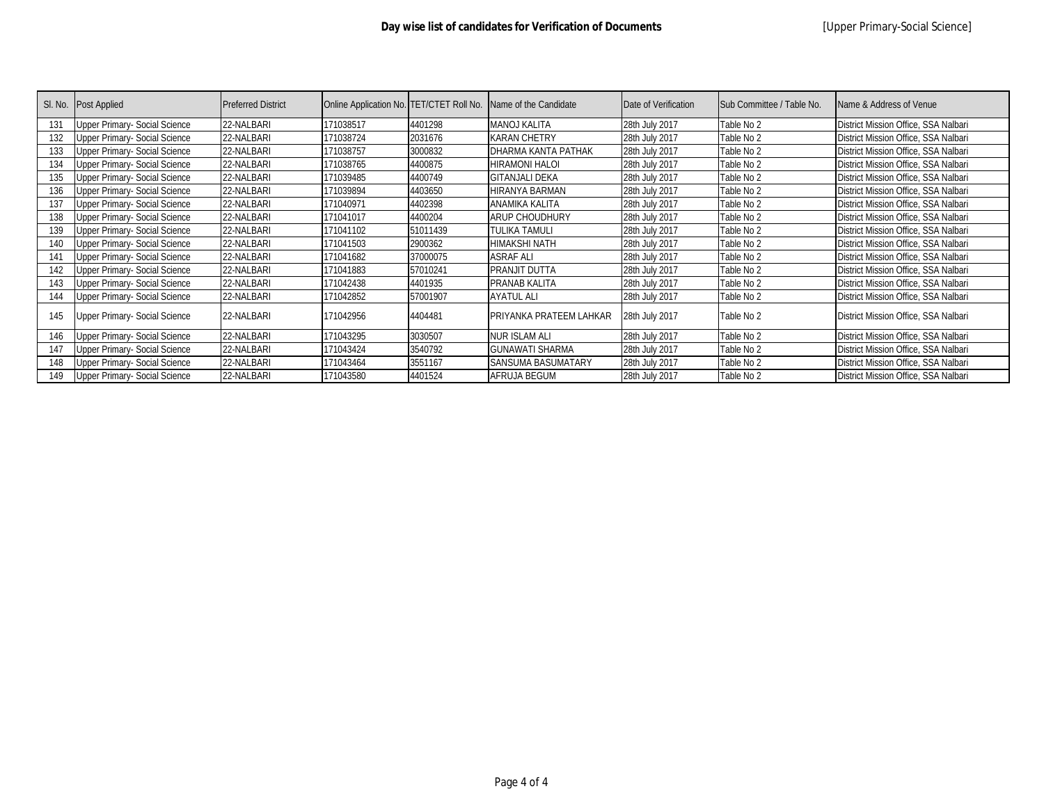**Day wise list of candidates for Verification of Documents** [Upper Primary-Social Science]

| Sl. No. | Post Applied | Preferred District | Online Application No. | TET/CTET Roll No. | Name of the Candidate | Date of Verification | Sub Committee / Table No. | Name & Address of Venue |
|---|---|---|---|---|---|---|---|---|
| 131 | Upper Primary- Social Science | 22-NALBARI | 171038517 | 4401298 | MANOJ KALITA | 28th July 2017 | Table No 2 | District Mission Office, SSA Nalbari |
| 132 | Upper Primary- Social Science | 22-NALBARI | 171038724 | 2031676 | KARAN CHETRY | 28th July 2017 | Table No 2 | District Mission Office, SSA Nalbari |
| 133 | Upper Primary- Social Science | 22-NALBARI | 171038757 | 3000832 | DHARMA KANTA PATHAK | 28th July 2017 | Table No 2 | District Mission Office, SSA Nalbari |
| 134 | Upper Primary- Social Science | 22-NALBARI | 171038765 | 4400875 | HIRAMONI HALOI | 28th July 2017 | Table No 2 | District Mission Office, SSA Nalbari |
| 135 | Upper Primary- Social Science | 22-NALBARI | 171039485 | 4400749 | GITANJALI DEKA | 28th July 2017 | Table No 2 | District Mission Office, SSA Nalbari |
| 136 | Upper Primary- Social Science | 22-NALBARI | 171039894 | 4403650 | HIRANYA BARMAN | 28th July 2017 | Table No 2 | District Mission Office, SSA Nalbari |
| 137 | Upper Primary- Social Science | 22-NALBARI | 171040971 | 4402398 | ANAMIKA KALITA | 28th July 2017 | Table No 2 | District Mission Office, SSA Nalbari |
| 138 | Upper Primary- Social Science | 22-NALBARI | 171041017 | 4400204 | ARUP CHOUDHURY | 28th July 2017 | Table No 2 | District Mission Office, SSA Nalbari |
| 139 | Upper Primary- Social Science | 22-NALBARI | 171041102 | 51011439 | TULIKA TAMULI | 28th July 2017 | Table No 2 | District Mission Office, SSA Nalbari |
| 140 | Upper Primary- Social Science | 22-NALBARI | 171041503 | 2900362 | HIMAKSHI NATH | 28th July 2017 | Table No 2 | District Mission Office, SSA Nalbari |
| 141 | Upper Primary- Social Science | 22-NALBARI | 171041682 | 37000075 | ASRAF ALI | 28th July 2017 | Table No 2 | District Mission Office, SSA Nalbari |
| 142 | Upper Primary- Social Science | 22-NALBARI | 171041883 | 57010241 | PRANJIT DUTTA | 28th July 2017 | Table No 2 | District Mission Office, SSA Nalbari |
| 143 | Upper Primary- Social Science | 22-NALBARI | 171042438 | 4401935 | PRANAB KALITA | 28th July 2017 | Table No 2 | District Mission Office, SSA Nalbari |
| 144 | Upper Primary- Social Science | 22-NALBARI | 171042852 | 57001907 | AYATUL ALI | 28th July 2017 | Table No 2 | District Mission Office, SSA Nalbari |
| 145 | Upper Primary- Social Science | 22-NALBARI | 171042956 | 4404481 | PRIYANKA PRATEEM LAHKAR | 28th July 2017 | Table No 2 | District Mission Office, SSA Nalbari |
| 146 | Upper Primary- Social Science | 22-NALBARI | 171043295 | 3030507 | NUR ISLAM ALI | 28th July 2017 | Table No 2 | District Mission Office, SSA Nalbari |
| 147 | Upper Primary- Social Science | 22-NALBARI | 171043424 | 3540792 | GUNAWATI SHARMA | 28th July 2017 | Table No 2 | District Mission Office, SSA Nalbari |
| 148 | Upper Primary- Social Science | 22-NALBARI | 171043464 | 3551167 | SANSUMA BASUMATARY | 28th July 2017 | Table No 2 | District Mission Office, SSA Nalbari |
| 149 | Upper Primary- Social Science | 22-NALBARI | 171043580 | 4401524 | AFRUJA BEGUM | 28th July 2017 | Table No 2 | District Mission Office, SSA Nalbari |